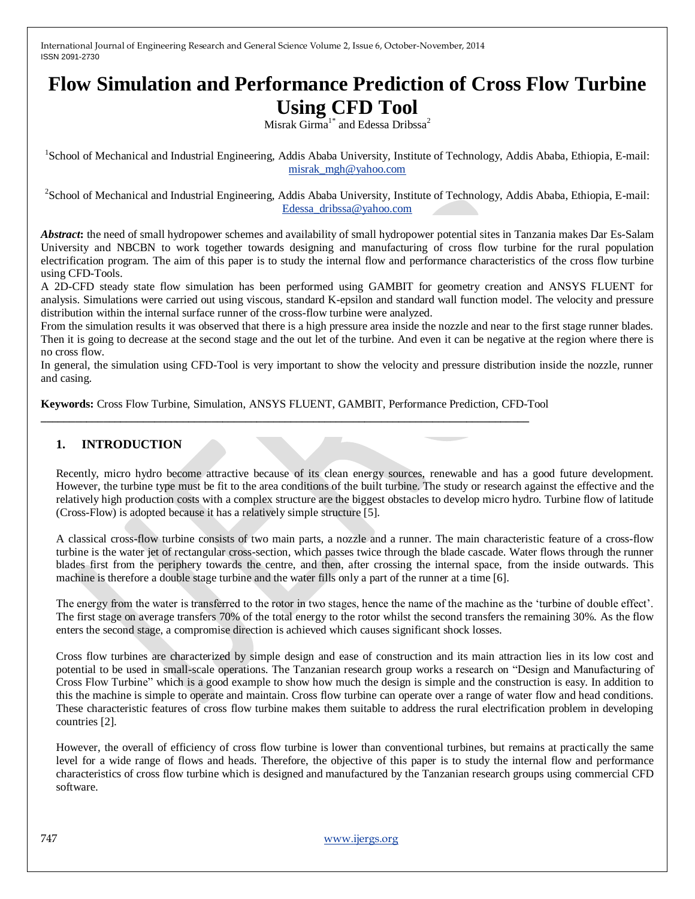# Flow Simulation and Performance Prediction of Cross Flow Turbine Using CFD Tool

Misrak Girma[1*] and Edessa Dribssa[2]

[1]School of Mechanical and Industrial Engineering, Addis Ababa University, Institute of Technology, Addis Ababa, Ethiopia, E-mail: misrak_mgh@yahoo.com

[2]School of Mechanical and Industrial Engineering, Addis Ababa University, Institute of Technology, Addis Ababa, Ethiopia, E-mail: Edessa_dribssa@yahoo.com

***Abstract*:** the need of small hydropower schemes and availability of small hydropower potential sites in Tanzania makes Dar Es-Salam University and NBCBN to work together towards designing and manufacturing of cross flow turbine for the rural population electrification program. The aim of this paper is to study the internal flow and performance characteristics of the cross flow turbine using CFD-Tools.

A 2D-CFD steady state flow simulation has been performed using GAMBIT for geometry creation and ANSYS FLUENT for analysis. Simulations were carried out using viscous, standard K-epsilon and standard wall function model. The velocity and pressure distribution within the internal surface runner of the cross-flow turbine were analyzed.

From the simulation results it was observed that there is a high pressure area inside the nozzle and near to the first stage runner blades. Then it is going to decrease at the second stage and the out let of the turbine. And even it can be negative at the region where there is no cross flow.

In general, the simulation using CFD-Tool is very important to show the velocity and pressure distribution inside the nozzle, runner and casing.

**Keywords:** Cross Flow Turbine, Simulation, ANSYS FLUENT, GAMBIT, Performance Prediction, CFD-Tool

## 1. INTRODUCTION

Recently, micro hydro become attractive because of its clean energy sources, renewable and has a good future development. However, the turbine type must be fit to the area conditions of the built turbine. The study or research against the effective and the relatively high production costs with a complex structure are the biggest obstacles to develop micro hydro. Turbine flow of latitude (Cross-Flow) is adopted because it has a relatively simple structure [5].

A classical cross-flow turbine consists of two main parts, a nozzle and a runner. The main characteristic feature of a cross-flow turbine is the water jet of rectangular cross-section, which passes twice through the blade cascade. Water flows through the runner blades first from the periphery towards the centre, and then, after crossing the internal space, from the inside outwards. This machine is therefore a double stage turbine and the water fills only a part of the runner at a time [6].

The energy from the water is transferred to the rotor in two stages, hence the name of the machine as the 'turbine of double effect'. The first stage on average transfers 70% of the total energy to the rotor whilst the second transfers the remaining 30%. As the flow enters the second stage, a compromise direction is achieved which causes significant shock losses.

Cross flow turbines are characterized by simple design and ease of construction and its main attraction lies in its low cost and potential to be used in small-scale operations. The Tanzanian research group works a research on "Design and Manufacturing of Cross Flow Turbine" which is a good example to show how much the design is simple and the construction is easy. In addition to this the machine is simple to operate and maintain. Cross flow turbine can operate over a range of water flow and head conditions. These characteristic features of cross flow turbine makes them suitable to address the rural electrification problem in developing countries [2].

However, the overall of efficiency of cross flow turbine is lower than conventional turbines, but remains at practically the same level for a wide range of flows and heads. Therefore, the objective of this paper is to study the internal flow and performance characteristics of cross flow turbine which is designed and manufactured by the Tanzanian research groups using commercial CFD software.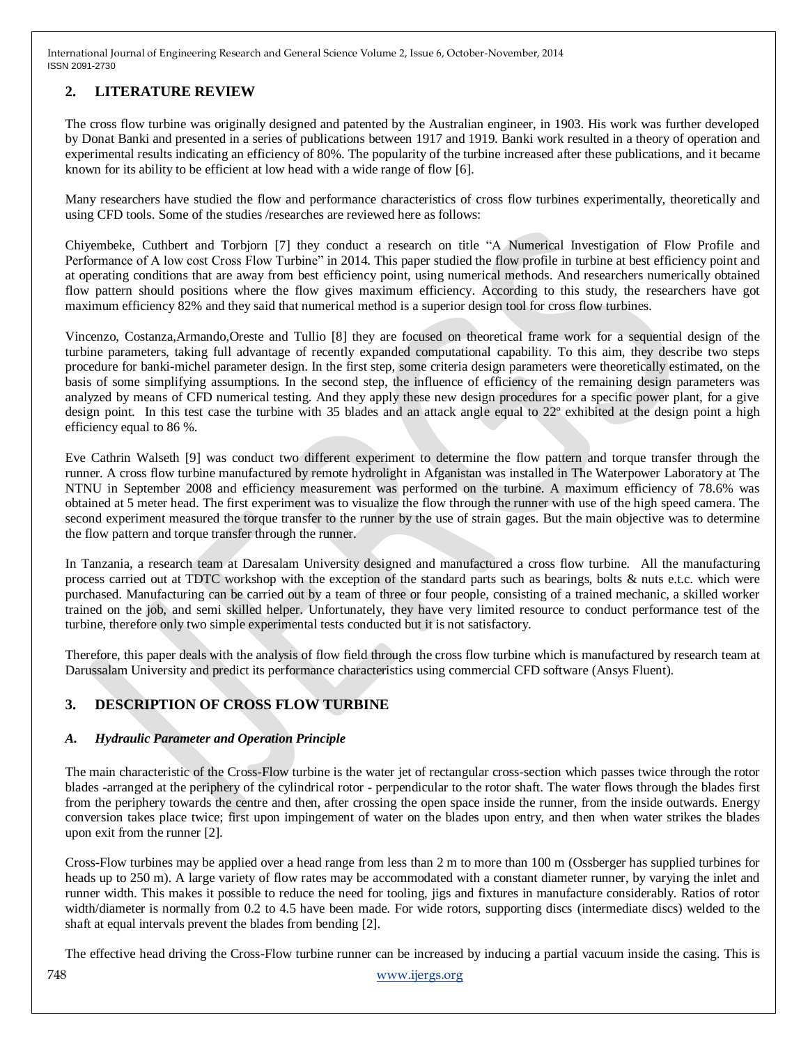## 2. LITERATURE REVIEW

The cross flow turbine was originally designed and patented by the Australian engineer, in 1903. His work was further developed by Donat Banki and presented in a series of publications between 1917 and 1919. Banki work resulted in a theory of operation and experimental results indicating an efficiency of 80%. The popularity of the turbine increased after these publications, and it became known for its ability to be efficient at low head with a wide range of flow [6].

Many researchers have studied the flow and performance characteristics of cross flow turbines experimentally, theoretically and using CFD tools. Some of the studies /researches are reviewed here as follows:

Chiyembeke, Cuthbert and Torbjorn [7] they conduct a research on title "A Numerical Investigation of Flow Profile and Performance of A low cost Cross Flow Turbine" in 2014. This paper studied the flow profile in turbine at best efficiency point and at operating conditions that are away from best efficiency point, using numerical methods. And researchers numerically obtained flow pattern should positions where the flow gives maximum efficiency. According to this study, the researchers have got maximum efficiency 82% and they said that numerical method is a superior design tool for cross flow turbines.

Vincenzo, Costanza,Armando,Oreste and Tullio [8] they are focused on theoretical frame work for a sequential design of the turbine parameters, taking full advantage of recently expanded computational capability. To this aim, they describe two steps procedure for banki-michel parameter design. In the first step, some criteria design parameters were theoretically estimated, on the basis of some simplifying assumptions. In the second step, the influence of efficiency of the remaining design parameters was analyzed by means of CFD numerical testing. And they apply these new design procedures for a specific power plant, for a give design point. In this test case the turbine with 35 blades and an attack angle equal to 22º exhibited at the design point a high efficiency equal to 86 %.

Eve Cathrin Walseth [9] was conduct two different experiment to determine the flow pattern and torque transfer through the runner. A cross flow turbine manufactured by remote hydrolight in Afganistan was installed in The Waterpower Laboratory at The NTNU in September 2008 and efficiency measurement was performed on the turbine. A maximum efficiency of 78.6% was obtained at 5 meter head. The first experiment was to visualize the flow through the runner with use of the high speed camera. The second experiment measured the torque transfer to the runner by the use of strain gages. But the main objective was to determine the flow pattern and torque transfer through the runner.

In Tanzania, a research team at Daresalam University designed and manufactured a cross flow turbine. All the manufacturing process carried out at TDTC workshop with the exception of the standard parts such as bearings, bolts & nuts e.t.c. which were purchased. Manufacturing can be carried out by a team of three or four people, consisting of a trained mechanic, a skilled worker trained on the job, and semi skilled helper. Unfortunately, they have very limited resource to conduct performance test of the turbine, therefore only two simple experimental tests conducted but it is not satisfactory.

Therefore, this paper deals with the analysis of flow field through the cross flow turbine which is manufactured by research team at Darussalam University and predict its performance characteristics using commercial CFD software (Ansys Fluent).

## 3. DESCRIPTION OF CROSS FLOW TURBINE

### *A. Hydraulic Parameter and Operation Principle*

The main characteristic of the Cross-Flow turbine is the water jet of rectangular cross-section which passes twice through the rotor blades -arranged at the periphery of the cylindrical rotor - perpendicular to the rotor shaft. The water flows through the blades first from the periphery towards the centre and then, after crossing the open space inside the runner, from the inside outwards. Energy conversion takes place twice; first upon impingement of water on the blades upon entry, and then when water strikes the blades upon exit from the runner [2].

Cross-Flow turbines may be applied over a head range from less than 2 m to more than 100 m (Ossberger has supplied turbines for heads up to 250 m). A large variety of flow rates may be accommodated with a constant diameter runner, by varying the inlet and runner width. This makes it possible to reduce the need for tooling, jigs and fixtures in manufacture considerably. Ratios of rotor width/diameter is normally from 0.2 to 4.5 have been made. For wide rotors, supporting discs (intermediate discs) welded to the shaft at equal intervals prevent the blades from bending [2].

The effective head driving the Cross-Flow turbine runner can be increased by inducing a partial vacuum inside the casing. This is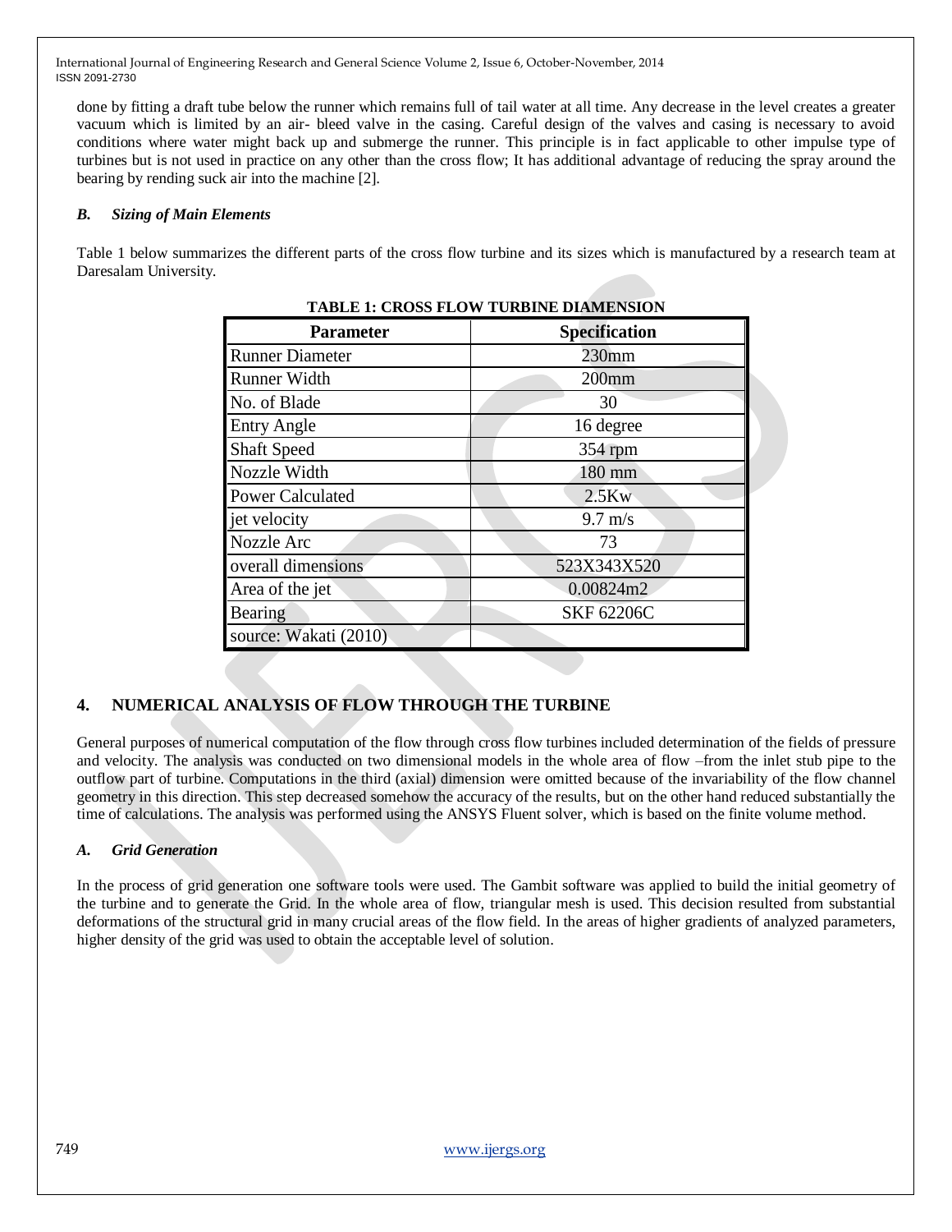done by fitting a draft tube below the runner which remains full of tail water at all time. Any decrease in the level creates a greater vacuum which is limited by an air- bleed valve in the casing. Careful design of the valves and casing is necessary to avoid conditions where water might back up and submerge the runner. This principle is in fact applicable to other impulse type of turbines but is not used in practice on any other than the cross flow; It has additional advantage of reducing the spray around the bearing by rending suck air into the machine [2].

### *B. Sizing of Main Elements*

Table 1 below summarizes the different parts of the cross flow turbine and its sizes which is manufactured by a research team at Daresalam University.

**TABLE 1: CROSS FLOW TURBINE DIAMENSION**

| Parameter | Specification |
|---|---|
| Runner Diameter | 230mm |
| Runner Width | 200mm |
| No. of Blade | 30 |
| Entry Angle | 16 degree |
| Shaft Speed | 354 rpm |
| Nozzle Width | 180 mm |
| Power Calculated | 2.5Kw |
| jet velocity | 9.7 m/s |
| Nozzle Arc | 73 |
| overall dimensions | 523X343X520 |
| Area of the jet | 0.00824m2 |
| Bearing | SKF 62206C |
| source: Wakati (2010) | |

## 4. NUMERICAL ANALYSIS OF FLOW THROUGH THE TURBINE

General purposes of numerical computation of the flow through cross flow turbines included determination of the fields of pressure and velocity. The analysis was conducted on two dimensional models in the whole area of flow –from the inlet stub pipe to the outflow part of turbine. Computations in the third (axial) dimension were omitted because of the invariability of the flow channel geometry in this direction. This step decreased somehow the accuracy of the results, but on the other hand reduced substantially the time of calculations. The analysis was performed using the ANSYS Fluent solver, which is based on the finite volume method.

### *A. Grid Generation*

In the process of grid generation one software tools were used. The Gambit software was applied to build the initial geometry of the turbine and to generate the Grid. In the whole area of flow, triangular mesh is used. This decision resulted from substantial deformations of the structural grid in many crucial areas of the flow field. In the areas of higher gradients of analyzed parameters, higher density of the grid was used to obtain the acceptable level of solution.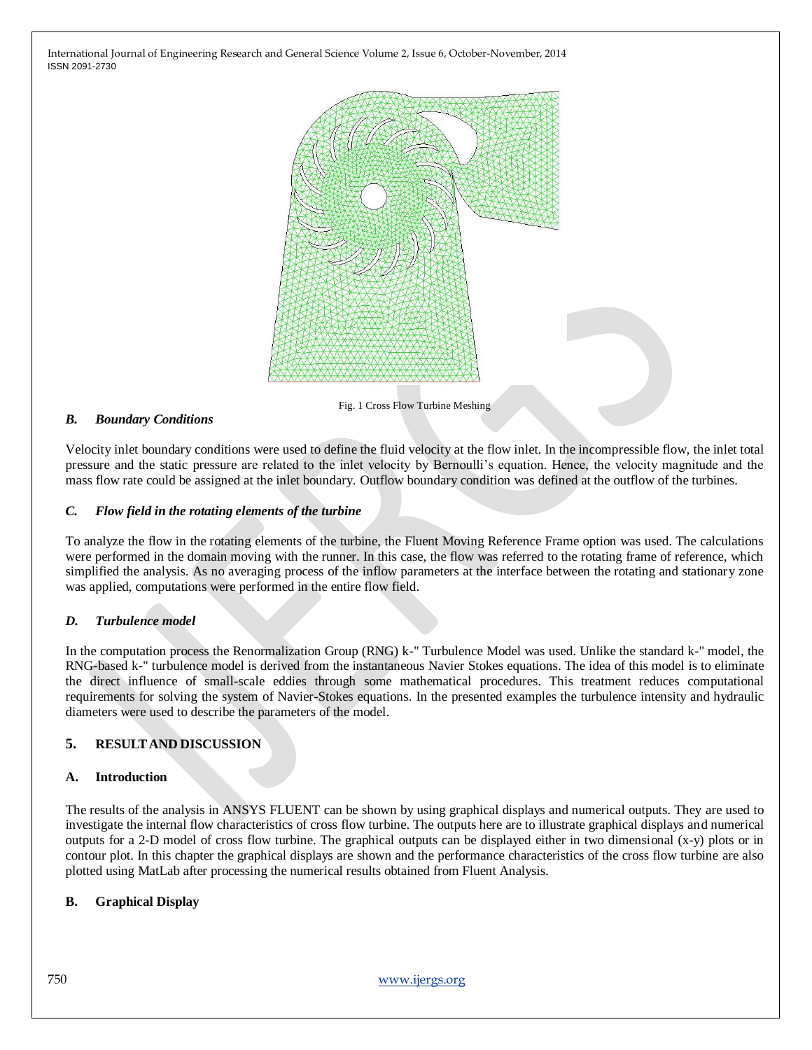Fig. 1 Cross Flow Turbine Meshing

### *B. Boundary Conditions*

Velocity inlet boundary conditions were used to define the fluid velocity at the flow inlet. In the incompressible flow, the inlet total pressure and the static pressure are related to the inlet velocity by Bernoulli's equation. Hence, the velocity magnitude and the mass flow rate could be assigned at the inlet boundary. Outflow boundary condition was defined at the outflow of the turbines.

### *C. Flow field in the rotating elements of the turbine*

To analyze the flow in the rotating elements of the turbine, the Fluent Moving Reference Frame option was used. The calculations were performed in the domain moving with the runner. In this case, the flow was referred to the rotating frame of reference, which simplified the analysis. As no averaging process of the inflow parameters at the interface between the rotating and stationary zone was applied, computations were performed in the entire flow field.

### *D. Turbulence model*

In the computation process the Renormalization Group (RNG) k-" Turbulence Model was used. Unlike the standard k-" model, the RNG-based k-" turbulence model is derived from the instantaneous Navier Stokes equations. The idea of this model is to eliminate the direct influence of small-scale eddies through some mathematical procedures. This treatment reduces computational requirements for solving the system of Navier-Stokes equations. In the presented examples the turbulence intensity and hydraulic diameters were used to describe the parameters of the model.

## 5. RESULT AND DISCUSSION

### A. Introduction

The results of the analysis in ANSYS FLUENT can be shown by using graphical displays and numerical outputs. They are used to investigate the internal flow characteristics of cross flow turbine. The outputs here are to illustrate graphical displays and numerical outputs for a 2-D model of cross flow turbine. The graphical outputs can be displayed either in two dimensional (x-y) plots or in contour plot. In this chapter the graphical displays are shown and the performance characteristics of the cross flow turbine are also plotted using MatLab after processing the numerical results obtained from Fluent Analysis.

### B. Graphical Display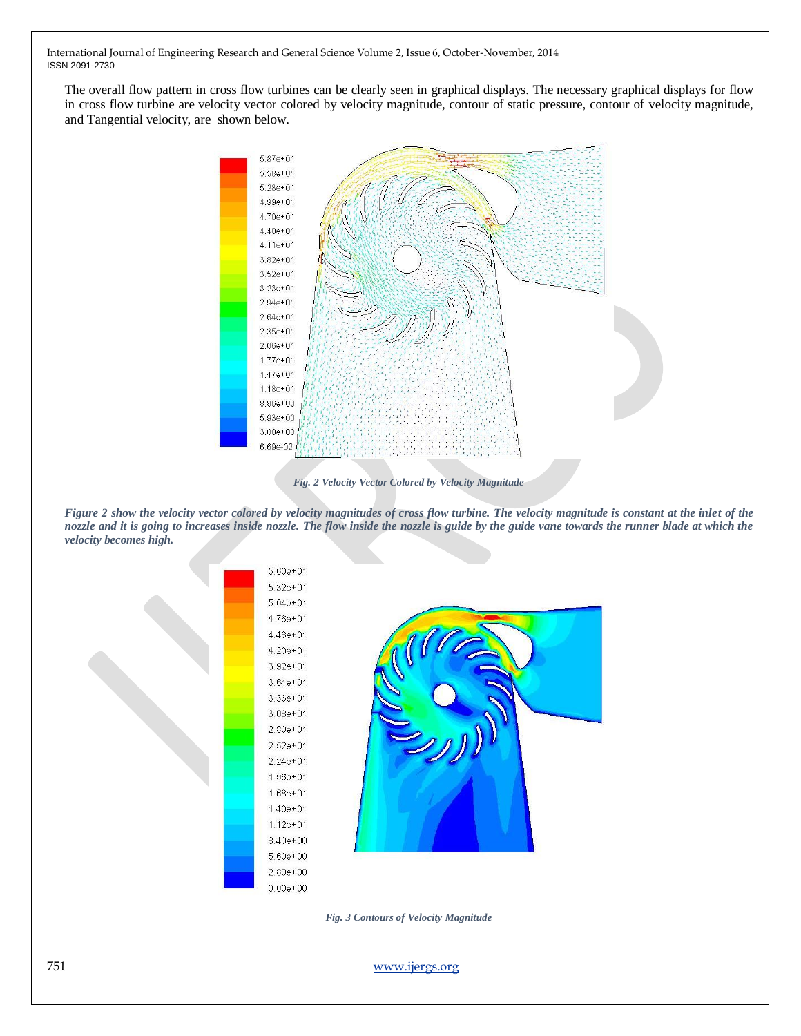The overall flow pattern in cross flow turbines can be clearly seen in graphical displays. The necessary graphical displays for flow in cross flow turbine are velocity vector colored by velocity magnitude, contour of static pressure, contour of velocity magnitude, and Tangential velocity, are shown below.

*Fig. 2 Velocity Vector Colored by Velocity Magnitude*

*Figure 2 show the velocity vector colored by velocity magnitudes of cross flow turbine. The velocity magnitude is constant at the inlet of the nozzle and it is going to increases inside nozzle. The flow inside the nozzle is guide by the guide vane towards the runner blade at which the velocity becomes high.*

*Fig. 3 Contours of Velocity Magnitude*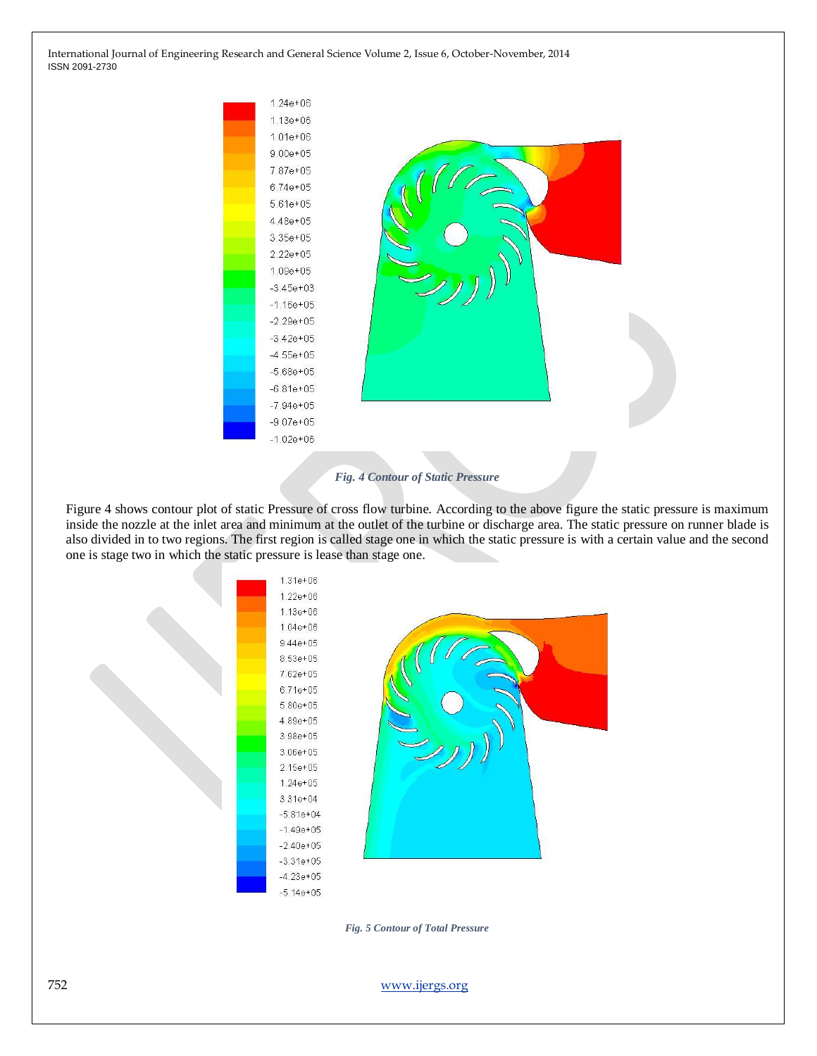*Fig. 4 Contour of Static Pressure*

Figure 4 shows contour plot of static Pressure of cross flow turbine. According to the above figure the static pressure is maximum inside the nozzle at the inlet area and minimum at the outlet of the turbine or discharge area. The static pressure on runner blade is also divided in to two regions. The first region is called stage one in which the static pressure is with a certain value and the second one is stage two in which the static pressure is lease than stage one.

*Fig. 5 Contour of Total Pressure*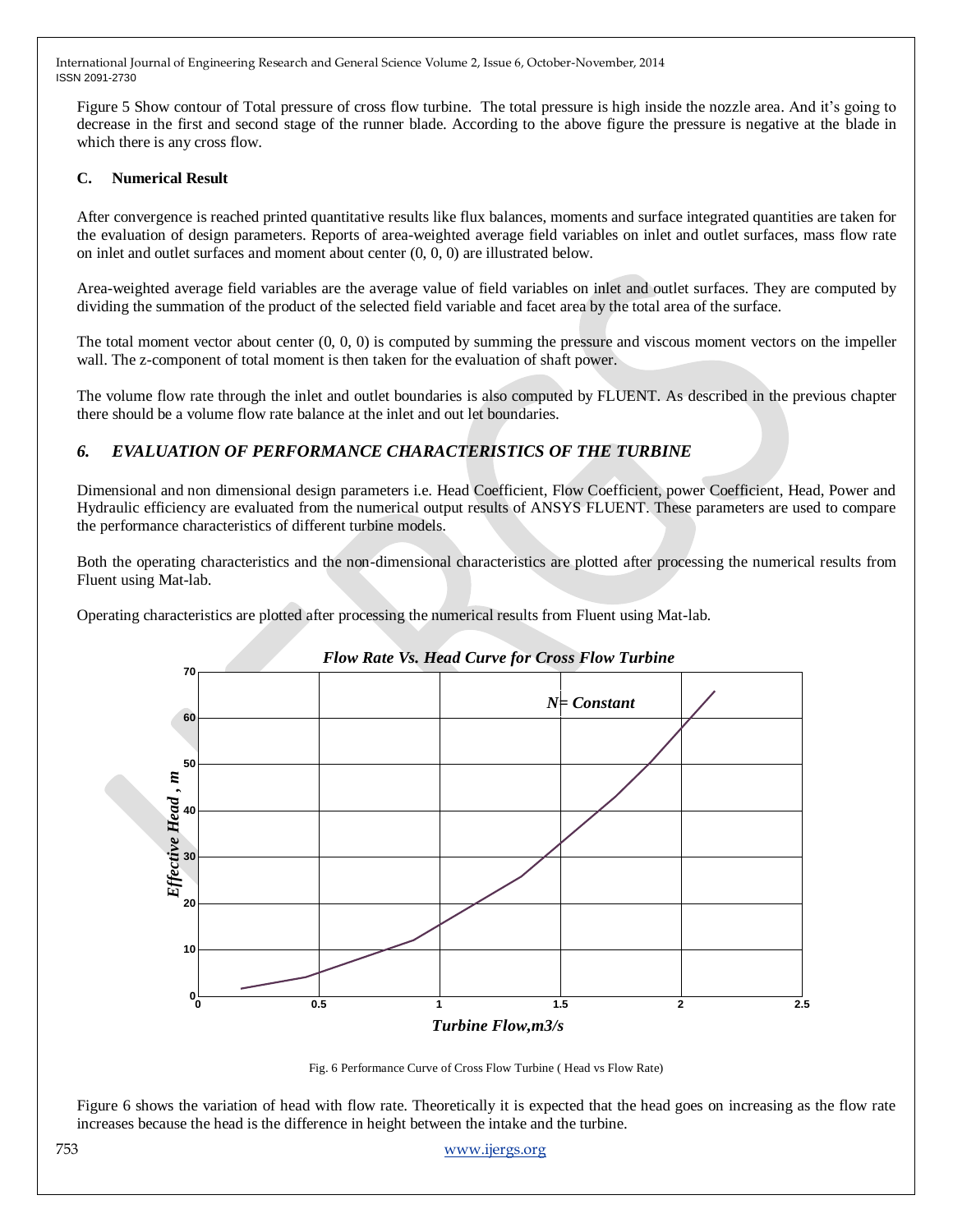Figure 5 Show contour of Total pressure of cross flow turbine. The total pressure is high inside the nozzle area. And it's going to decrease in the first and second stage of the runner blade. According to the above figure the pressure is negative at the blade in which there is any cross flow.

### C. Numerical Result

After convergence is reached printed quantitative results like flux balances, moments and surface integrated quantities are taken for the evaluation of design parameters. Reports of area-weighted average field variables on inlet and outlet surfaces, mass flow rate on inlet and outlet surfaces and moment about center (0, 0, 0) are illustrated below.

Area-weighted average field variables are the average value of field variables on inlet and outlet surfaces. They are computed by dividing the summation of the product of the selected field variable and facet area by the total area of the surface.

The total moment vector about center (0, 0, 0) is computed by summing the pressure and viscous moment vectors on the impeller wall. The z-component of total moment is then taken for the evaluation of shaft power.

The volume flow rate through the inlet and outlet boundaries is also computed by FLUENT. As described in the previous chapter there should be a volume flow rate balance at the inlet and out let boundaries.

## *6. EVALUATION OF PERFORMANCE CHARACTERISTICS OF THE TURBINE*

Dimensional and non dimensional design parameters i.e. Head Coefficient, Flow Coefficient, power Coefficient, Head, Power and Hydraulic efficiency are evaluated from the numerical output results of ANSYS FLUENT. These parameters are used to compare the performance characteristics of different turbine models.

Both the operating characteristics and the non-dimensional characteristics are plotted after processing the numerical results from Fluent using Mat-lab.

Operating characteristics are plotted after processing the numerical results from Fluent using Mat-lab.

Fig. 6 Performance Curve of Cross Flow Turbine ( Head vs Flow Rate)

Figure 6 shows the variation of head with flow rate. Theoretically it is expected that the head goes on increasing as the flow rate increases because the head is the difference in height between the intake and the turbine.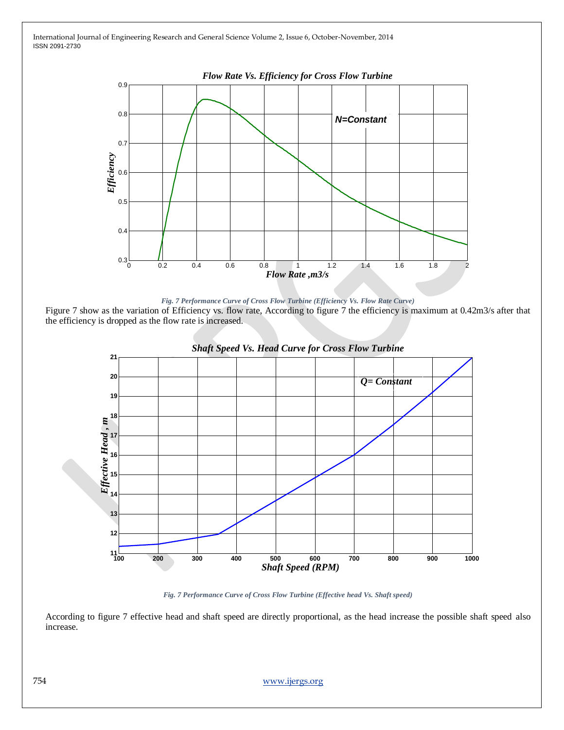*Fig. 7 Performance Curve of Cross Flow Turbine (Efficiency Vs. Flow Rate Curve)*

Figure 7 show as the variation of Efficiency vs. flow rate, According to figure 7 the efficiency is maximum at 0.42m3/s after that the efficiency is dropped as the flow rate is increased.

*Fig. 7 Performance Curve of Cross Flow Turbine (Effective head Vs. Shaft speed)*

According to figure 7 effective head and shaft speed are directly proportional, as the head increase the possible shaft speed also increase.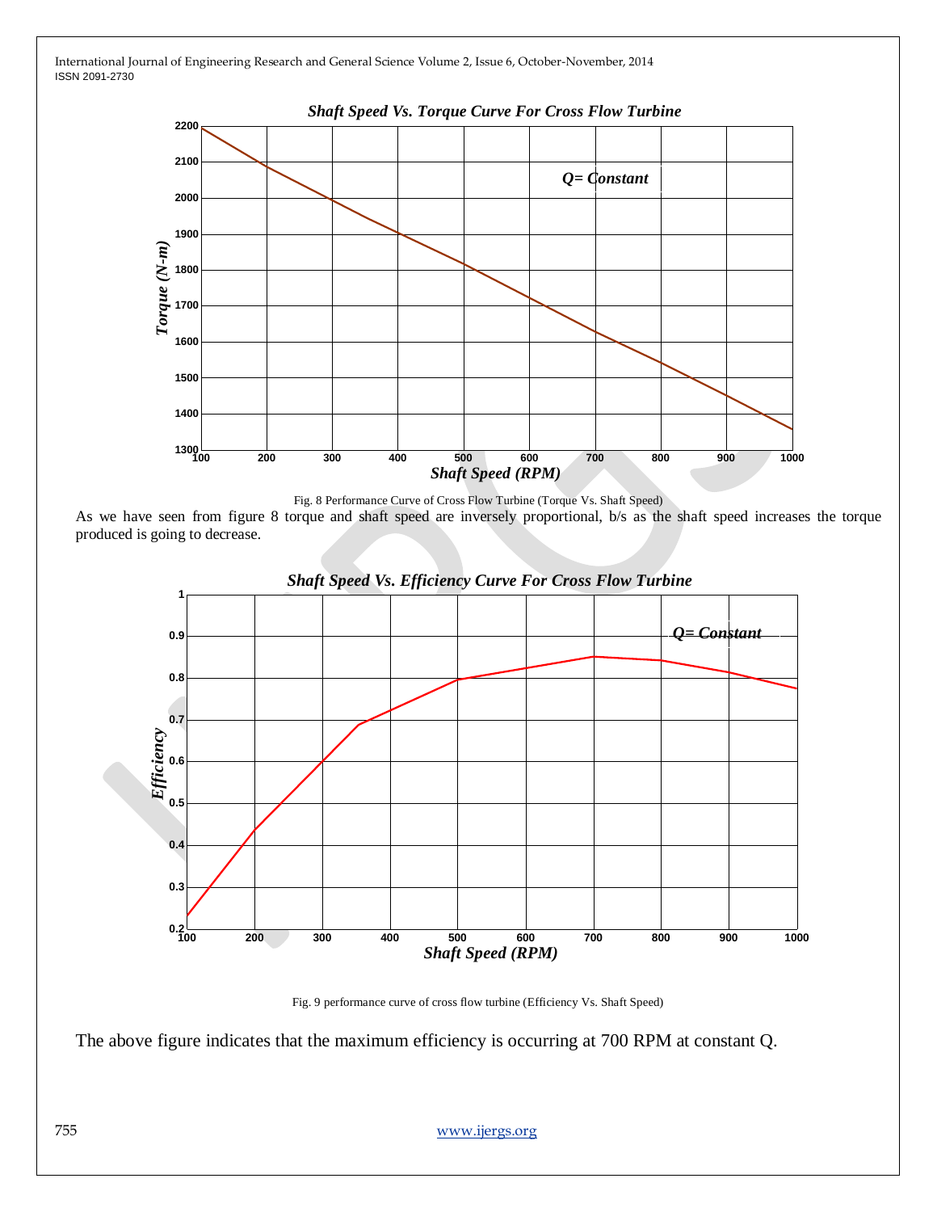Fig. 8 Performance Curve of Cross Flow Turbine (Torque Vs. Shaft Speed)

As we have seen from figure 8 torque and shaft speed are inversely proportional, b/s as the shaft speed increases the torque produced is going to decrease.

Fig. 9 performance curve of cross flow turbine (Efficiency Vs. Shaft Speed)

The above figure indicates that the maximum efficiency is occurring at 700 RPM at constant Q.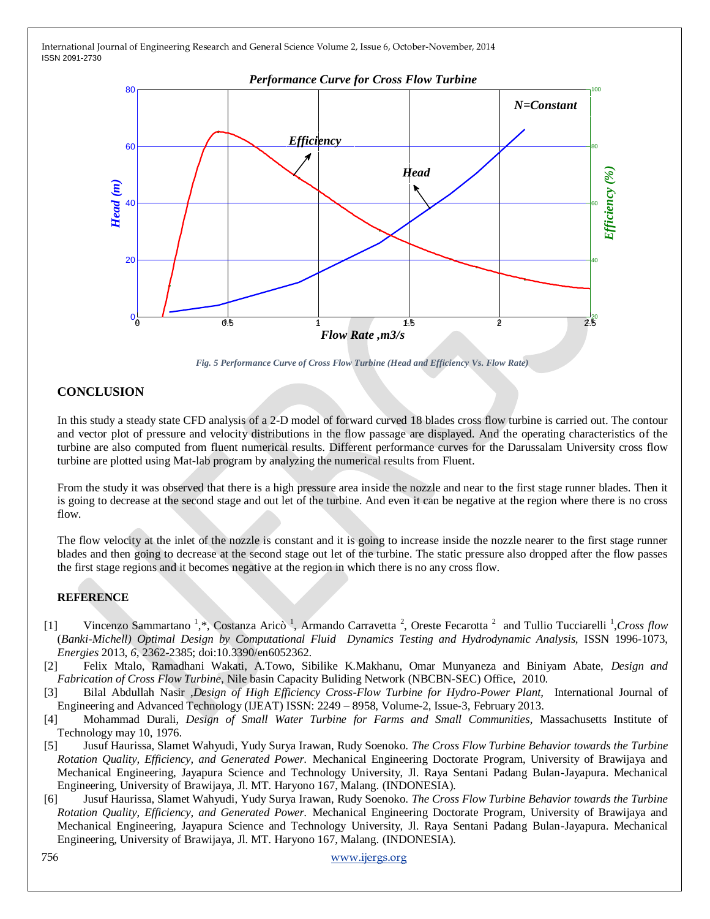Fig. 5 Performance Curve of Cross Flow Turbine (Head and Efficiency Vs. Flow Rate)

## CONCLUSION

In this study a steady state CFD analysis of a 2-D model of forward curved 18 blades cross flow turbine is carried out. The contour and vector plot of pressure and velocity distributions in the flow passage are displayed. And the operating characteristics of the turbine are also computed from fluent numerical results. Different performance curves for the Darussalam University cross flow turbine are plotted using Mat-lab program by analyzing the numerical results from Fluent.

From the study it was observed that there is a high pressure area inside the nozzle and near to the first stage runner blades. Then it is going to decrease at the second stage and out let of the turbine. And even it can be negative at the region where there is no cross flow.

The flow velocity at the inlet of the nozzle is constant and it is going to increase inside the nozzle nearer to the first stage runner blades and then going to decrease at the second stage out let of the turbine. The static pressure also dropped after the flow passes the first stage regions and it becomes negative at the region in which there is no any cross flow.

## REFERENCE

[1] Vincenzo Sammartano [1],*, Costanza Aricò [1], Armando Carravetta [2], Oreste Fecarotta [2] and Tullio Tucciarelli [1], *Cross flow (Banki-Michell) Optimal Design by Computational Fluid Dynamics Testing and Hydrodynamic Analysis*, ISSN 1996-1073, *Energies* 2013, *6*, 2362-2385; doi:10.3390/en6052362.

[2] Felix Mtalo, Ramadhani Wakati, A.Towo, Sibilike K.Makhanu, Omar Munyaneza and Biniyam Abate, *Design and Fabrication of Cross Flow Turbine*, Nile basin Capacity Buliding Network (NBCBN-SEC) Office, 2010.

[3] Bilal Abdullah Nasir ,*Design of High Efficiency Cross-Flow Turbine for Hydro-Power Plant,* International Journal of Engineering and Advanced Technology (IJEAT) ISSN: 2249 – 8958, Volume-2, Issue-3, February 2013.

[4] Mohammad Durali, *Design of Small Water Turbine for Farms and Small Communities*, Massachusetts Institute of Technology may 10, 1976.

[5] Jusuf Haurissa, Slamet Wahyudi, Yudy Surya Irawan, Rudy Soenoko. *The Cross Flow Turbine Behavior towards the Turbine Rotation Quality, Efficiency, and Generated Power.* Mechanical Engineering Doctorate Program, University of Brawijaya and Mechanical Engineering, Jayapura Science and Technology University, Jl. Raya Sentani Padang Bulan-Jayapura. Mechanical Engineering, University of Brawijaya, Jl. MT. Haryono 167, Malang. (INDONESIA).

[6] Jusuf Haurissa, Slamet Wahyudi, Yudy Surya Irawan, Rudy Soenoko. *The Cross Flow Turbine Behavior towards the Turbine Rotation Quality, Efficiency, and Generated Power.* Mechanical Engineering Doctorate Program, University of Brawijaya and Mechanical Engineering, Jayapura Science and Technology University, Jl. Raya Sentani Padang Bulan-Jayapura. Mechanical Engineering, University of Brawijaya, Jl. MT. Haryono 167, Malang. (INDONESIA).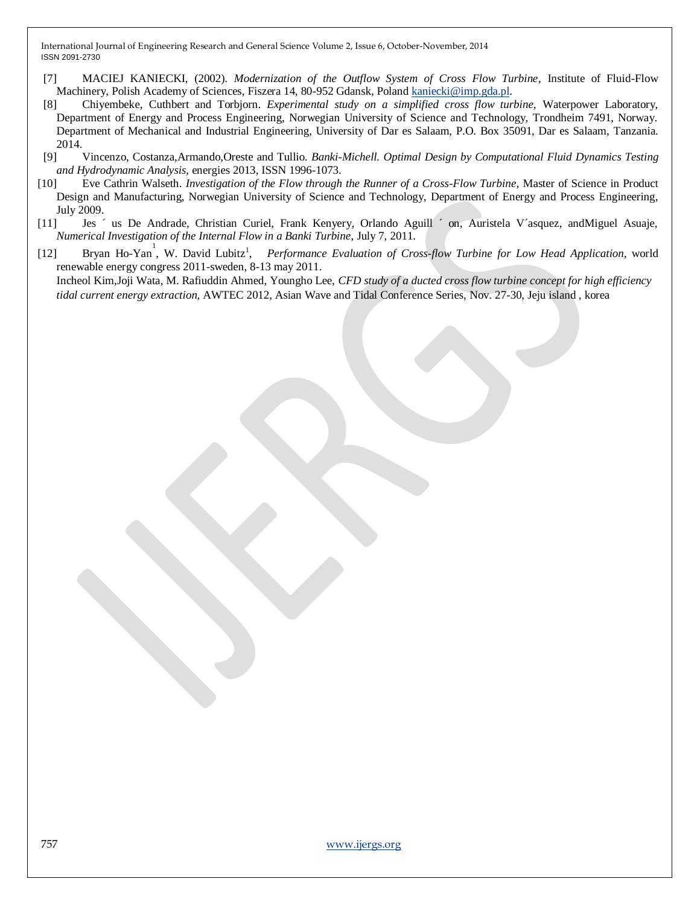[7] MACIEJ KANIECKI, (2002). *Modernization of the Outflow System of Cross Flow Turbine*, Institute of Fluid-Flow Machinery, Polish Academy of Sciences, Fiszera 14, 80-952 Gdansk, Poland kaniecki@imp.gda.pl.

[8] Chiyembeke, Cuthbert and Torbjorn. *Experimental study on a simplified cross flow turbine*, Waterpower Laboratory, Department of Energy and Process Engineering, Norwegian University of Science and Technology, Trondheim 7491, Norway. Department of Mechanical and Industrial Engineering, University of Dar es Salaam, P.O. Box 35091, Dar es Salaam, Tanzania. 2014.

[9] Vincenzo, Costanza,Armando,Oreste and Tullio. *Banki-Michell. Optimal Design by Computational Fluid Dynamics Testing and Hydrodynamic Analysis*, energies 2013, ISSN 1996-1073.

[10] Eve Cathrin Walseth. *Investigation of the Flow through the Runner of a Cross-Flow Turbine,* Master of Science in Product Design and Manufacturing, Norwegian University of Science and Technology, Department of Energy and Process Engineering, July 2009.

[11] Jes ´ us De Andrade, Christian Curiel, Frank Kenyery, Orlando Aguill ´ on, Auristela V´asquez, andMiguel Asuaje, *Numerical Investigation of the Internal Flow in a Banki Turbine*, July 7, 2011.

[12] Bryan Ho-Yan[1], W. David Lubitz[1], *Performance Evaluation of Cross-flow Turbine for Low Head Application,* world renewable energy congress 2011-sweden, 8-13 may 2011.

Incheol Kim,Joji Wata, M. Rafiuddin Ahmed, Youngho Lee, *CFD study of a ducted cross flow turbine concept for high efficiency tidal current energy extraction,* AWTEC 2012, Asian Wave and Tidal Conference Series, Nov. 27-30, Jeju island , korea